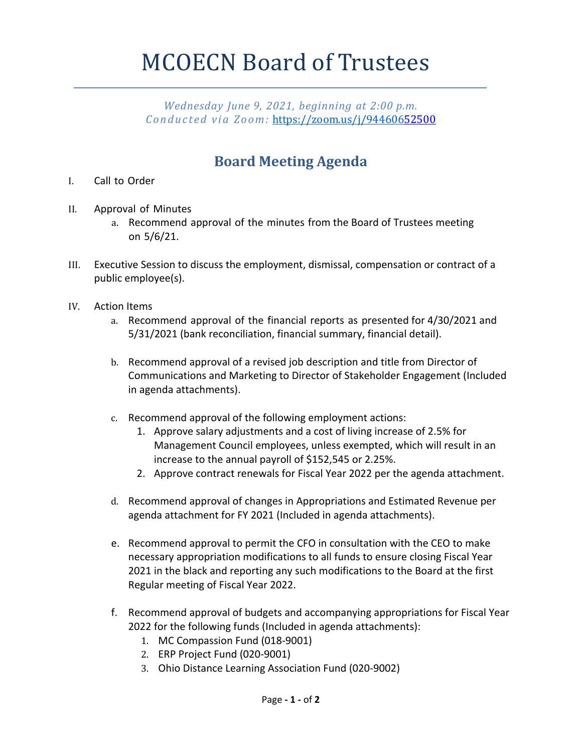# MCOECN Board of Trustees

*Wednesday June 9, 2021, beginning at 2:00 p.m.*
*Conducted via Zoom:* https://zoom.us/j/94460652500

## Board Meeting Agenda

I. Call to Order

II. Approval of Minutes
   a. Recommend approval of the minutes from the Board of Trustees meeting on 5/6/21.

III. Executive Session to discuss the employment, dismissal, compensation or contract of a public employee(s).

IV. Action Items
   a. Recommend approval of the financial reports as presented for 4/30/2021 and 5/31/2021 (bank reconciliation, financial summary, financial detail).

   b. Recommend approval of a revised job description and title from Director of Communications and Marketing to Director of Stakeholder Engagement (Included in agenda attachments).

   c. Recommend approval of the following employment actions:
      1. Approve salary adjustments and a cost of living increase of 2.5% for Management Council employees, unless exempted, which will result in an increase to the annual payroll of $152,545 or 2.25%.
      2. Approve contract renewals for Fiscal Year 2022 per the agenda attachment.

   d. Recommend approval of changes in Appropriations and Estimated Revenue per agenda attachment for FY 2021 (Included in agenda attachments).

   e. Recommend approval to permit the CFO in consultation with the CEO to make necessary appropriation modifications to all funds to ensure closing Fiscal Year 2021 in the black and reporting any such modifications to the Board at the first Regular meeting of Fiscal Year 2022.

   f. Recommend approval of budgets and accompanying appropriations for Fiscal Year 2022 for the following funds (Included in agenda attachments):
      1. MC Compassion Fund (018-9001)
      2. ERP Project Fund (020-9001)
      3. Ohio Distance Learning Association Fund (020-9002)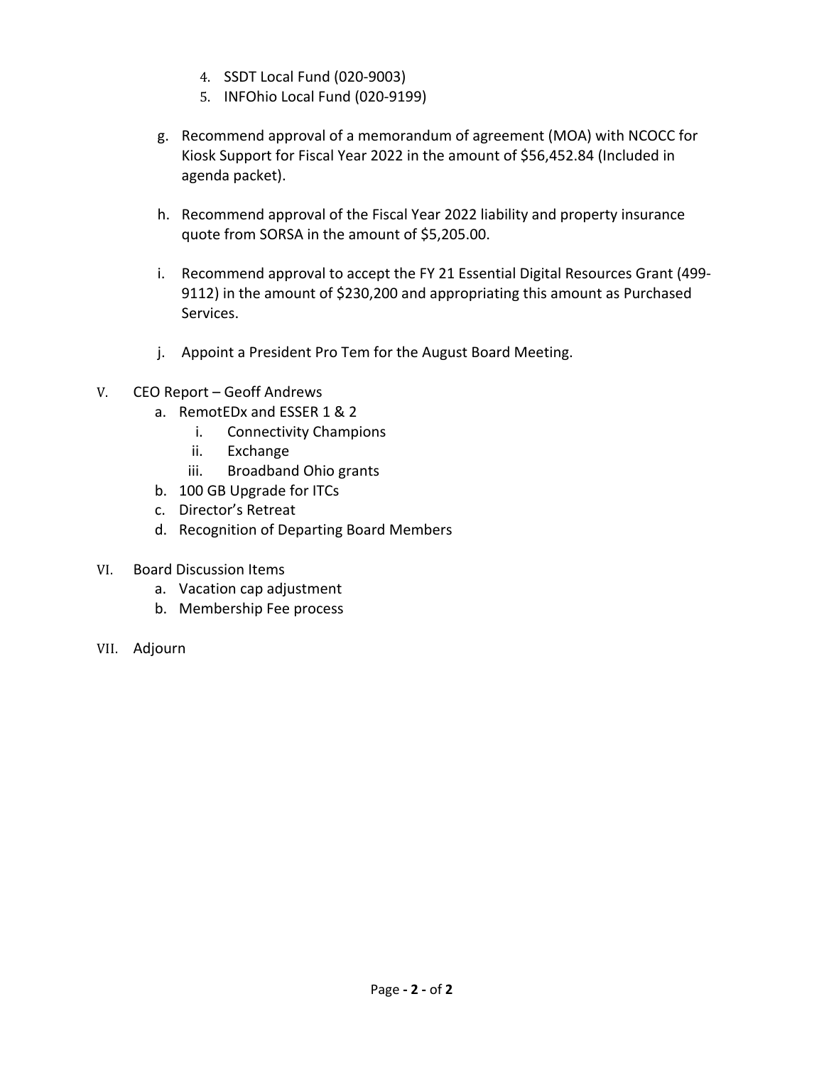4. SSDT Local Fund (020-9003)
5. INFOhio Local Fund (020-9199)

g. Recommend approval of a memorandum of agreement (MOA) with NCOCC for Kiosk Support for Fiscal Year 2022 in the amount of $56,452.84 (Included in agenda packet).

h. Recommend approval of the Fiscal Year 2022 liability and property insurance quote from SORSA in the amount of $5,205.00.

i. Recommend approval to accept the FY 21 Essential Digital Resources Grant (499-9112) in the amount of $230,200 and appropriating this amount as Purchased Services.

j. Appoint a President Pro Tem for the August Board Meeting.

V. CEO Report – Geoff Andrews
   a. RemotEDx and ESSER 1 & 2
      i. Connectivity Champions
      ii. Exchange
      iii. Broadband Ohio grants
   b. 100 GB Upgrade for ITCs
   c. Director's Retreat
   d. Recognition of Departing Board Members

VI. Board Discussion Items
   a. Vacation cap adjustment
   b. Membership Fee process

VII. Adjourn